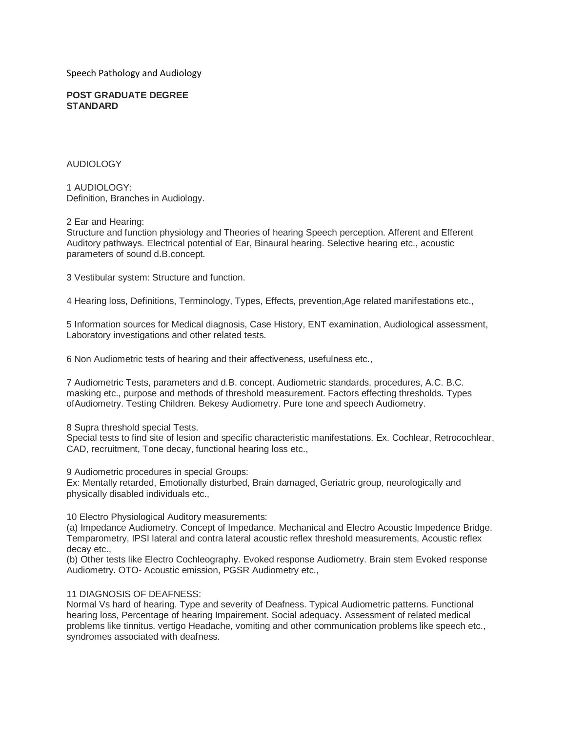Speech Pathology and Audiology

**POST GRADUATE DEGREE STANDARD**

AUDIOLOGY

1 AUDIOLOGY:
Definition, Branches in Audiology.

2 Ear and Hearing:
Structure and function physiology and Theories of hearing Speech perception. Afferent and Efferent Auditory pathways. Electrical potential of Ear, Binaural hearing. Selective hearing etc., acoustic parameters of sound d.B.concept.

3 Vestibular system: Structure and function.

4 Hearing loss, Definitions, Terminology, Types, Effects, prevention,Age related manifestations etc.,

5 Information sources for Medical diagnosis, Case History, ENT examination, Audiological assessment, Laboratory investigations and other related tests.

6 Non Audiometric tests of hearing and their affectiveness, usefulness etc.,

7 Audiometric Tests, parameters and d.B. concept. Audiometric standards, procedures, A.C. B.C. masking etc., purpose and methods of threshold measurement. Factors effecting thresholds. Types ofAudiometry. Testing Children. Bekesy Audiometry. Pure tone and speech Audiometry.

8 Supra threshold special Tests.
Special tests to find site of lesion and specific characteristic manifestations. Ex. Cochlear, Retrocochlear, CAD, recruitment, Tone decay, functional hearing loss etc.,

9 Audiometric procedures in special Groups:
Ex: Mentally retarded, Emotionally disturbed, Brain damaged, Geriatric group, neurologically and physically disabled individuals etc.,

10 Electro Physiological Auditory measurements:
(a) Impedance Audiometry. Concept of Impedance. Mechanical and Electro Acoustic Impedence Bridge. Temparometry, IPSI lateral and contra lateral acoustic reflex threshold measurements, Acoustic reflex decay etc.,
(b) Other tests like Electro Cochleography. Evoked response Audiometry. Brain stem Evoked response Audiometry. OTO- Acoustic emission, PGSR Audiometry etc.,

11 DIAGNOSIS OF DEAFNESS:
Normal Vs hard of hearing. Type and severity of Deafness. Typical Audiometric patterns. Functional hearing loss, Percentage of hearing Impairement. Social adequacy. Assessment of related medical problems like tinnitus. vertigo Headache, vomiting and other communication problems like speech etc., syndromes associated with deafness.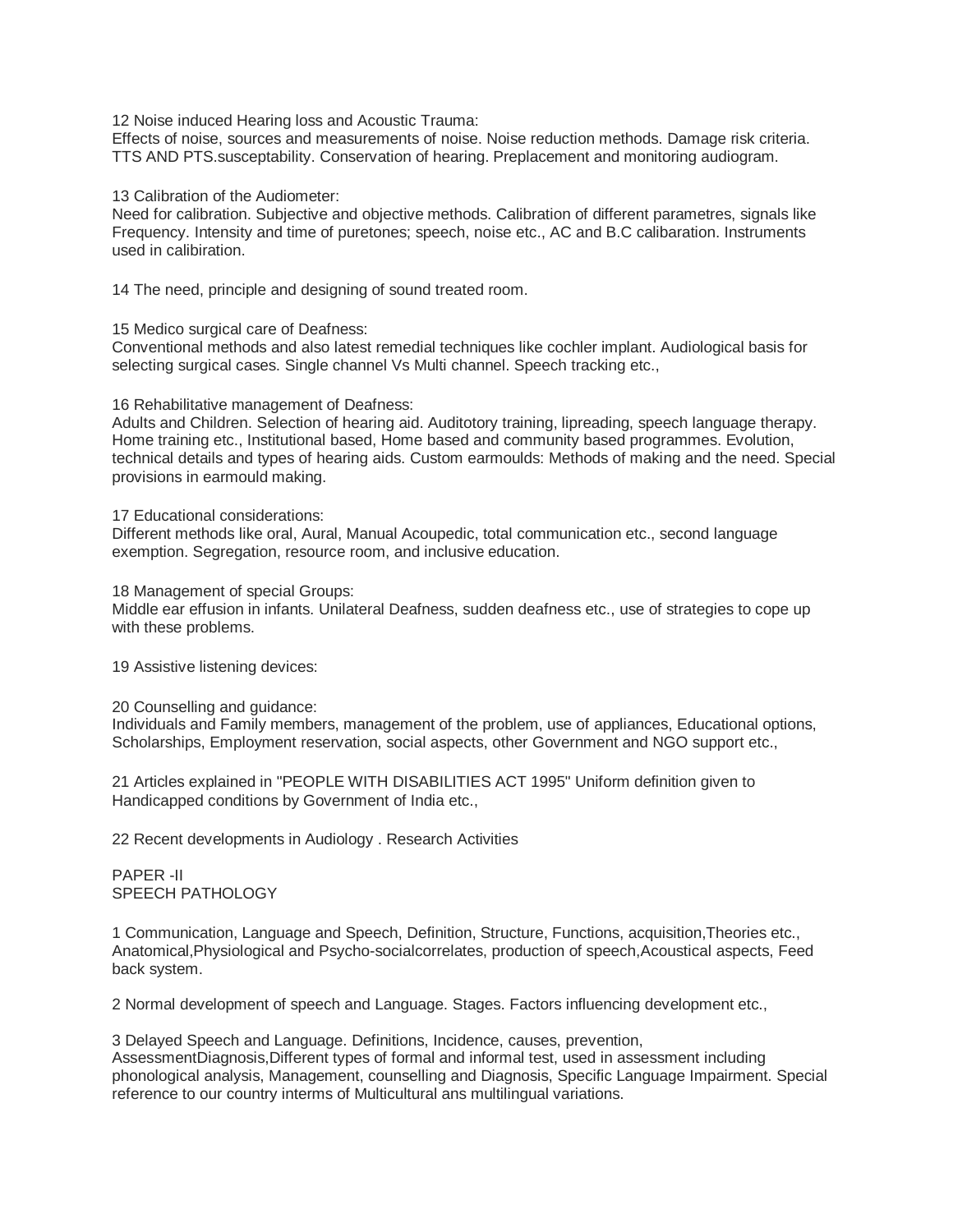12 Noise induced Hearing loss and Acoustic Trauma:
Effects of noise, sources and measurements of noise. Noise reduction methods. Damage risk criteria. TTS AND PTS.susceptability. Conservation of hearing. Preplacement and monitoring audiogram.

13 Calibration of the Audiometer:
Need for calibration. Subjective and objective methods. Calibration of different parametres, signals like Frequency. Intensity and time of puretones; speech, noise etc., AC and B.C calibaration. Instruments used in calibiration.

14 The need, principle and designing of sound treated room.

15 Medico surgical care of Deafness:
Conventional methods and also latest remedial techniques like cochler implant. Audiological basis for selecting surgical cases. Single channel Vs Multi channel. Speech tracking etc.,

16 Rehabilitative management of Deafness:
Adults and Children. Selection of hearing aid. Auditotory training, lipreading, speech language therapy. Home training etc., Institutional based, Home based and community based programmes. Evolution, technical details and types of hearing aids. Custom earmoulds: Methods of making and the need. Special provisions in earmould making.

17 Educational considerations:
Different methods like oral, Aural, Manual Acoupedic, total communication etc., second language exemption. Segregation, resource room, and inclusive education.

18 Management of special Groups:
Middle ear effusion in infants. Unilateral Deafness, sudden deafness etc., use of strategies to cope up with these problems.

19 Assistive listening devices:

20 Counselling and guidance:
Individuals and Family members, management of the problem, use of appliances, Educational options, Scholarships, Employment reservation, social aspects, other Government and NGO support etc.,

21 Articles explained in "PEOPLE WITH DISABILITIES ACT 1995" Uniform definition given to Handicapped conditions by Government of India etc.,

22 Recent developments in Audiology . Research Activities

PAPER -II
SPEECH PATHOLOGY

1 Communication, Language and Speech, Definition, Structure, Functions, acquisition,Theories etc., Anatomical,Physiological and Psycho-socialcorrelates, production of speech,Acoustical aspects, Feed back system.

2 Normal development of speech and Language. Stages. Factors influencing development etc.,

3 Delayed Speech and Language. Definitions, Incidence, causes, prevention, AssessmentDiagnosis,Different types of formal and informal test, used in assessment including phonological analysis, Management, counselling and Diagnosis, Specific Language Impairment. Special reference to our country interms of Multicultural ans multilingual variations.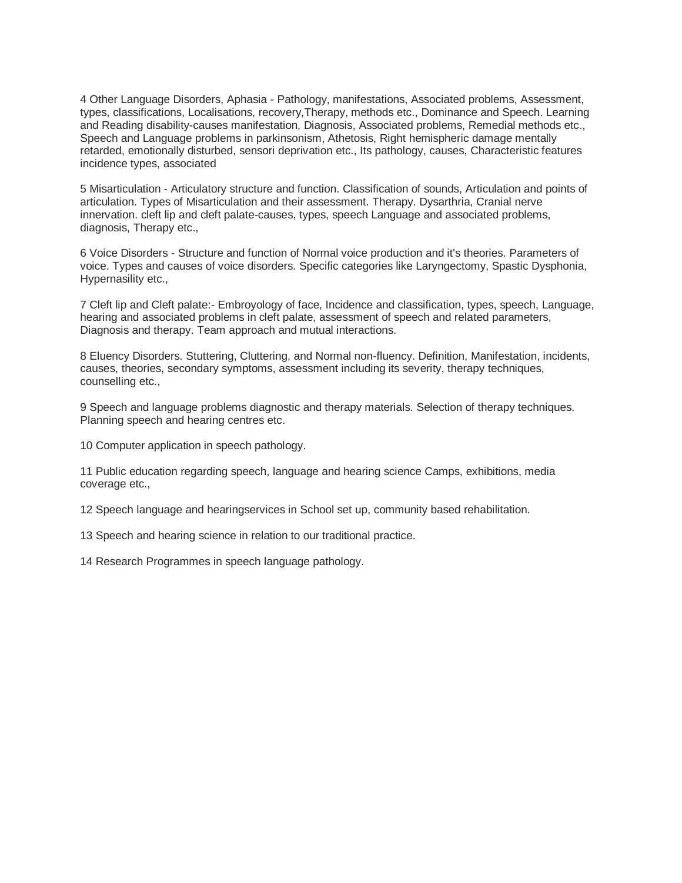4 Other Language Disorders, Aphasia - Pathology, manifestations, Associated problems, Assessment, types, classifications, Localisations, recovery,Therapy, methods etc., Dominance and Speech. Learning and Reading disability-causes manifestation, Diagnosis, Associated problems, Remedial methods etc., Speech and Language problems in parkinsonism, Athetosis, Right hemispheric damage mentally retarded, emotionally disturbed, sensori deprivation etc., Its pathology, causes, Characteristic features incidence types, associated

5 Misarticulation - Articulatory structure and function. Classification of sounds, Articulation and points of articulation. Types of Misarticulation and their assessment. Therapy. Dysarthria, Cranial nerve innervation. cleft lip and cleft palate-causes, types, speech Language and associated problems, diagnosis, Therapy etc.,

6 Voice Disorders - Structure and function of Normal voice production and it's theories. Parameters of voice. Types and causes of voice disorders. Specific categories like Laryngectomy, Spastic Dysphonia, Hypernasility etc.,

7 Cleft lip and Cleft palate:- Embroyology of face, Incidence and classification, types, speech, Language, hearing and associated problems in cleft palate, assessment of speech and related parameters, Diagnosis and therapy. Team approach and mutual interactions.

8 Eluency Disorders. Stuttering, Cluttering, and Normal non-fluency. Definition, Manifestation, incidents, causes, theories, secondary symptoms, assessment including its severity, therapy techniques, counselling etc.,

9 Speech and language problems diagnostic and therapy materials. Selection of therapy techniques. Planning speech and hearing centres etc.

10 Computer application in speech pathology.

11 Public education regarding speech, language and hearing science Camps, exhibitions, media coverage etc.,

12 Speech language and hearingservices in School set up, community based rehabilitation.

13 Speech and hearing science in relation to our traditional practice.

14 Research Programmes in speech language pathology.